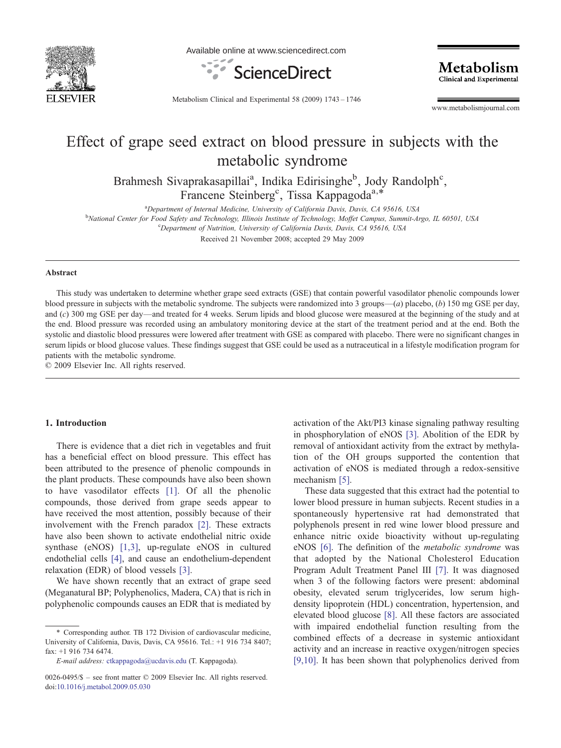# Effect of grape seed extract on blood pressure in subjects with the metabolic syndrome

Brahmesh Sivaprakasapillai[a], Indika Edirisinghe[b], Jody Randolph[c], Francene Steinberg[c], Tissa Kappagoda[a,*]

[a]Department of Internal Medicine, University of California Davis, Davis, CA 95616, USA
[b]National Center for Food Safety and Technology, Illinois Institute of Technology, Moffet Campus, Summit-Argo, IL 60501, USA
[c]Department of Nutrition, University of California Davis, Davis, CA 95616, USA

Received 21 November 2008; accepted 29 May 2009

## Abstract

This study was undertaken to determine whether grape seed extracts (GSE) that contain powerful vasodilator phenolic compounds lower blood pressure in subjects with the metabolic syndrome. The subjects were randomized into 3 groups—(*a*) placebo, (*b*) 150 mg GSE per day, and (*c*) 300 mg GSE per day—and treated for 4 weeks. Serum lipids and blood glucose were measured at the beginning of the study and at the end. Blood pressure was recorded using an ambulatory monitoring device at the start of the treatment period and at the end. Both the systolic and diastolic blood pressures were lowered after treatment with GSE as compared with placebo. There were no significant changes in serum lipids or blood glucose values. These findings suggest that GSE could be used as a nutraceutical in a lifestyle modification program for patients with the metabolic syndrome.

© 2009 Elsevier Inc. All rights reserved.

## 1. Introduction

There is evidence that a diet rich in vegetables and fruit has a beneficial effect on blood pressure. This effect has been attributed to the presence of phenolic compounds in the plant products. These compounds have also been shown to have vasodilator effects [1]. Of all the phenolic compounds, those derived from grape seeds appear to have received the most attention, possibly because of their involvement with the French paradox [2]. These extracts have also been shown to activate endothelial nitric oxide synthase (eNOS) [1,3], up-regulate eNOS in cultured endothelial cells [4], and cause an endothelium-dependent relaxation (EDR) of blood vessels [3].

We have shown recently that an extract of grape seed (Meganatural BP; Polyphenolics, Madera, CA) that is rich in polyphenolic compounds causes an EDR that is mediated by activation of the Akt/PI3 kinase signaling pathway resulting in phosphorylation of eNOS [3]. Abolition of the EDR by removal of antioxidant activity from the extract by methylation of the OH groups supported the contention that activation of eNOS is mediated through a redox-sensitive mechanism [5].

These data suggested that this extract had the potential to lower blood pressure in human subjects. Recent studies in a spontaneously hypertensive rat had demonstrated that polyphenols present in red wine lower blood pressure and enhance nitric oxide bioactivity without up-regulating eNOS [6]. The definition of the *metabolic syndrome* was that adopted by the National Cholesterol Education Program Adult Treatment Panel III [7]. It was diagnosed when 3 of the following factors were present: abdominal obesity, elevated serum triglycerides, low serum high-density lipoprotein (HDL) concentration, hypertension, and elevated blood glucose [8]. All these factors are associated with impaired endothelial function resulting from the combined effects of a decrease in systemic antioxidant activity and an increase in reactive oxygen/nitrogen species [9,10]. It has been shown that polyphenolics derived from

* Corresponding author. TB 172 Division of cardiovascular medicine, University of California, Davis, Davis, CA 95616. Tel.: +1 916 734 8407; fax: +1 916 734 6474.

*E-mail address:* ctkappagoda@ucdavis.edu (T. Kappagoda).

0026-0495/$ – see front matter © 2009 Elsevier Inc. All rights reserved.
doi:10.1016/j.metabol.2009.05.030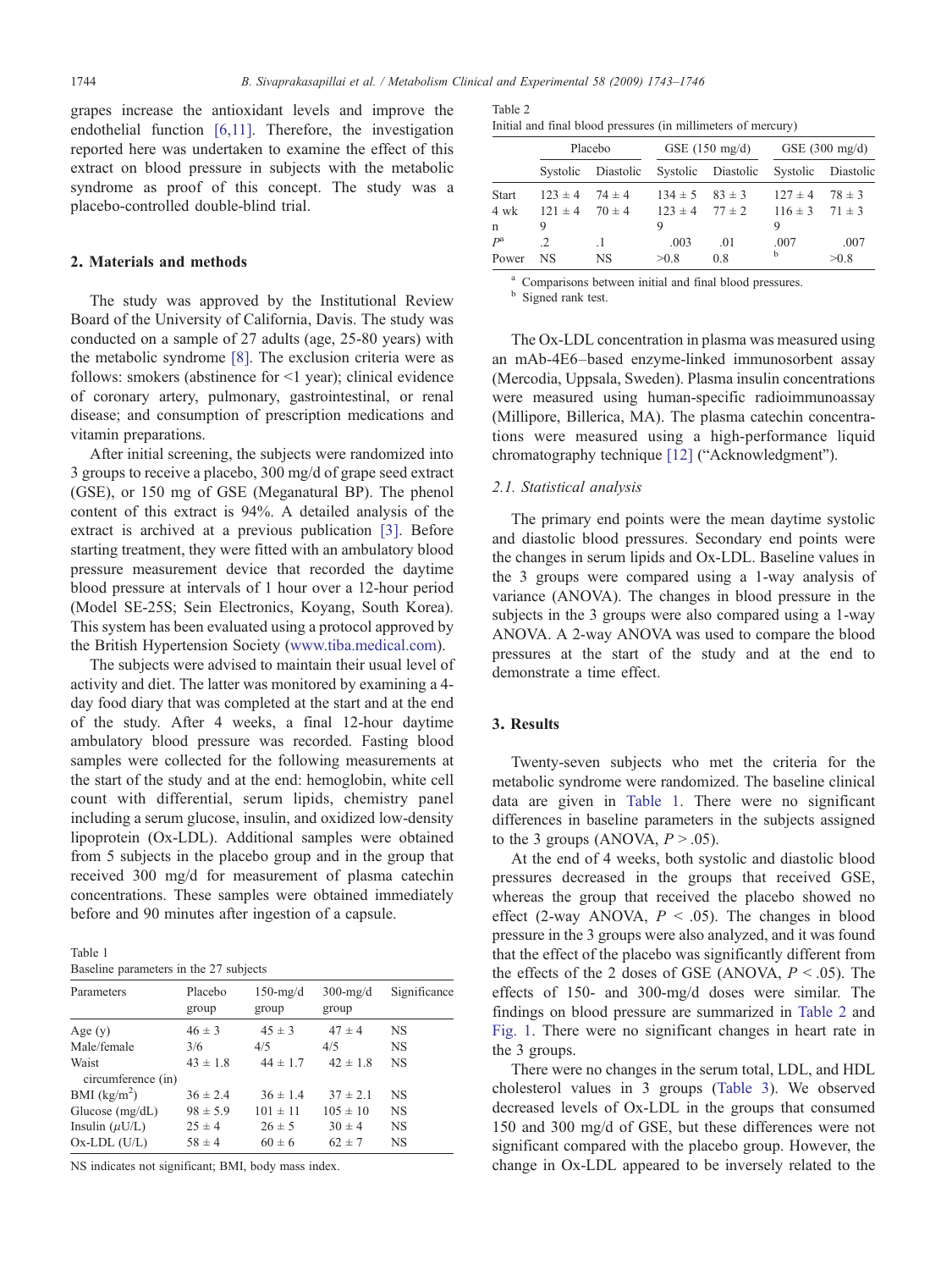grapes increase the antioxidant levels and improve the endothelial function [6,11]. Therefore, the investigation reported here was undertaken to examine the effect of this extract on blood pressure in subjects with the metabolic syndrome as proof of this concept. The study was a placebo-controlled double-blind trial.

## 2. Materials and methods

The study was approved by the Institutional Review Board of the University of California, Davis. The study was conducted on a sample of 27 adults (age, 25-80 years) with the metabolic syndrome [8]. The exclusion criteria were as follows: smokers (abstinence for <1 year); clinical evidence of coronary artery, pulmonary, gastrointestinal, or renal disease; and consumption of prescription medications and vitamin preparations.

After initial screening, the subjects were randomized into 3 groups to receive a placebo, 300 mg/d of grape seed extract (GSE), or 150 mg of GSE (Meganatural BP). The phenol content of this extract is 94%. A detailed analysis of the extract is archived at a previous publication [3]. Before starting treatment, they were fitted with an ambulatory blood pressure measurement device that recorded the daytime blood pressure at intervals of 1 hour over a 12-hour period (Model SE-25S; Sein Electronics, Koyang, South Korea). This system has been evaluated using a protocol approved by the British Hypertension Society (www.tiba.medical.com).

The subjects were advised to maintain their usual level of activity and diet. The latter was monitored by examining a 4-day food diary that was completed at the start and at the end of the study. After 4 weeks, a final 12-hour daytime ambulatory blood pressure was recorded. Fasting blood samples were collected for the following measurements at the start of the study and at the end: hemoglobin, white cell count with differential, serum lipids, chemistry panel including a serum glucose, insulin, and oxidized low-density lipoprotein (Ox-LDL). Additional samples were obtained from 5 subjects in the placebo group and in the group that received 300 mg/d for measurement of plasma catechin concentrations. These samples were obtained immediately before and 90 minutes after ingestion of a capsule.

Table 1
Baseline parameters in the 27 subjects

| Parameters | Placebo group | 150-mg/d group | 300-mg/d group | Significance |
|---|---|---|---|---|
| Age (y) | 46 ± 3 | 45 ± 3 | 47 ± 4 | NS |
| Male/female | 3/6 | 4/5 | 4/5 | NS |
| Waist circumference (in) | 43 ± 1.8 | 44 ± 1.7 | 42 ± 1.8 | NS |
| BMI (kg/m$^2$) | 36 ± 2.4 | 36 ± 1.4 | 37 ± 2.1 | NS |
| Glucose (mg/dL) | 98 ± 5.9 | 101 ± 11 | 105 ± 10 | NS |
| Insulin ($\mu$U/L) | 25 ± 4 | 26 ± 5 | 30 ± 4 | NS |
| Ox-LDL (U/L) | 58 ± 4 | 60 ± 6 | 62 ± 7 | NS |

NS indicates not significant; BMI, body mass index.

Table 2
Initial and final blood pressures (in millimeters of mercury)

| | Placebo | | GSE (150 mg/d) | | GSE (300 mg/d) | |
|---|---|---|---|---|---|---|
| | Systolic | Diastolic | Systolic | Diastolic | Systolic | Diastolic |
| Start | 123 ± 4 | 74 ± 4 | 134 ± 5 | 83 ± 3 | 127 ± 4 | 78 ± 3 |
| 4 wk | 121 ± 4 | 70 ± 4 | 123 ± 4 | 77 ± 2 | 116 ± 3 | 71 ± 3 |
| n | 9 | | 9 | | 9 | |
| $P$[a] | .2 | .1 | .003 | .01 | .007 | .007 |
| Power | NS | NS | >0.8 | 0.8 | [b] | >0.8 |

[a] Comparisons between initial and final blood pressures.
[b] Signed rank test.

The Ox-LDL concentration in plasma was measured using an mAb-4E6–based enzyme-linked immunosorbent assay (Mercodia, Uppsala, Sweden). Plasma insulin concentrations were measured using human-specific radioimmunoassay (Millipore, Billerica, MA). The plasma catechin concentrations were measured using a high-performance liquid chromatography technique [12] ("Acknowledgment").

### 2.1. Statistical analysis

The primary end points were the mean daytime systolic and diastolic blood pressures. Secondary end points were the changes in serum lipids and Ox-LDL. Baseline values in the 3 groups were compared using a 1-way analysis of variance (ANOVA). The changes in blood pressure in the subjects in the 3 groups were also compared using a 1-way ANOVA. A 2-way ANOVA was used to compare the blood pressures at the start of the study and at the end to demonstrate a time effect.

## 3. Results

Twenty-seven subjects who met the criteria for the metabolic syndrome were randomized. The baseline clinical data are given in Table 1. There were no significant differences in baseline parameters in the subjects assigned to the 3 groups (ANOVA, $P > .05$).

At the end of 4 weeks, both systolic and diastolic blood pressures decreased in the groups that received GSE, whereas the group that received the placebo showed no effect (2-way ANOVA, $P < .05$). The changes in blood pressure in the 3 groups were also analyzed, and it was found that the effect of the placebo was significantly different from the effects of the 2 doses of GSE (ANOVA, $P < .05$). The effects of 150- and 300-mg/d doses were similar. The findings on blood pressure are summarized in Table 2 and Fig. 1. There were no significant changes in heart rate in the 3 groups.

There were no changes in the serum total, LDL, and HDL cholesterol values in 3 groups (Table 3). We observed decreased levels of Ox-LDL in the groups that consumed 150 and 300 mg/d of GSE, but these differences were not significant compared with the placebo group. However, the change in Ox-LDL appeared to be inversely related to the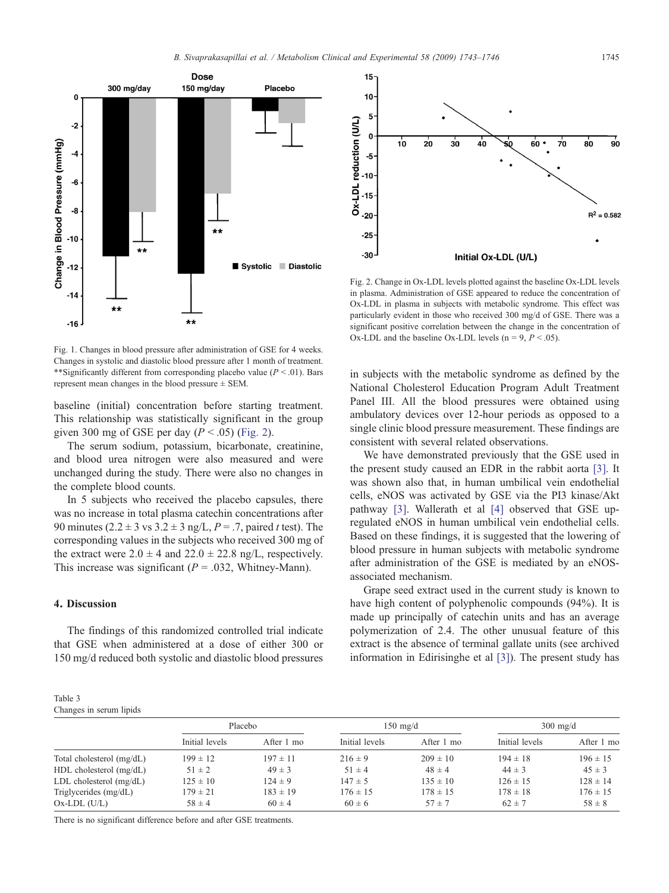Fig. 1. Changes in blood pressure after administration of GSE for 4 weeks. Changes in systolic and diastolic blood pressure after 1 month of treatment. **Significantly different from corresponding placebo value ($P < .01$). Bars represent mean changes in the blood pressure ± SEM.

Fig. 2. Change in Ox-LDL levels plotted against the baseline Ox-LDL levels in plasma. Administration of GSE appeared to reduce the concentration of Ox-LDL in plasma in subjects with metabolic syndrome. This effect was particularly evident in those who received 300 mg/d of GSE. There was a significant positive correlation between the change in the concentration of Ox-LDL and the baseline Ox-LDL levels (n = 9, $P < .05$).

baseline (initial) concentration before starting treatment. This relationship was statistically significant in the group given 300 mg of GSE per day ($P < .05$) (Fig. 2).

The serum sodium, potassium, bicarbonate, creatinine, and blood urea nitrogen were also measured and were unchanged during the study. There were also no changes in the complete blood counts.

In 5 subjects who received the placebo capsules, there was no increase in total plasma catechin concentrations after 90 minutes (2.2 ± 3 vs 3.2 ± 3 ng/L, $P = .7$, paired $t$ test). The corresponding values in the subjects who received 300 mg of the extract were 2.0 ± 4 and 22.0 ± 22.8 ng/L, respectively. This increase was significant ($P = .032$, Whitney-Mann).

## 4. Discussion

The findings of this randomized controlled trial indicate that GSE when administered at a dose of either 300 or 150 mg/d reduced both systolic and diastolic blood pressures in subjects with the metabolic syndrome as defined by the National Cholesterol Education Program Adult Treatment Panel III. All the blood pressures were obtained using ambulatory devices over 12-hour periods as opposed to a single clinic blood pressure measurement. These findings are consistent with several related observations.

We have demonstrated previously that the GSE used in the present study caused an EDR in the rabbit aorta [3]. It was shown also that, in human umbilical vein endothelial cells, eNOS was activated by GSE via the PI3 kinase/Akt pathway [3]. Wallerath et al [4] observed that GSE up-regulated eNOS in human umbilical vein endothelial cells. Based on these findings, it is suggested that the lowering of blood pressure in human subjects with metabolic syndrome after administration of the GSE is mediated by an eNOS-associated mechanism.

Grape seed extract used in the current study is known to have high content of polyphenolic compounds (94%). It is made up principally of catechin units and has an average polymerization of 2.4. The other unusual feature of this extract is the absence of terminal gallate units (see archived information in Edirisinghe et al [3]). The present study has

Table 3
Changes in serum lipids

| | Placebo | | 150 mg/d | | 300 mg/d | |
|---|---|---|---|---|---|---|
| | Initial levels | After 1 mo | Initial levels | After 1 mo | Initial levels | After 1 mo |
| Total cholesterol (mg/dL) | 199 ± 12 | 197 ± 11 | 216 ± 9 | 209 ± 10 | 194 ± 18 | 196 ± 15 |
| HDL cholesterol (mg/dL) | 51 ± 2 | 49 ± 3 | 51 ± 4 | 48 ± 4 | 44 ± 3 | 45 ± 3 |
| LDL cholesterol (mg/dL) | 125 ± 10 | 124 ± 9 | 147 ± 5 | 135 ± 10 | 126 ± 15 | 128 ± 14 |
| Triglycerides (mg/dL) | 179 ± 21 | 183 ± 19 | 176 ± 15 | 178 ± 15 | 178 ± 18 | 176 ± 15 |
| Ox-LDL (U/L) | 58 ± 4 | 60 ± 4 | 60 ± 6 | 57 ± 7 | 62 ± 7 | 58 ± 8 |

There is no significant difference before and after GSE treatments.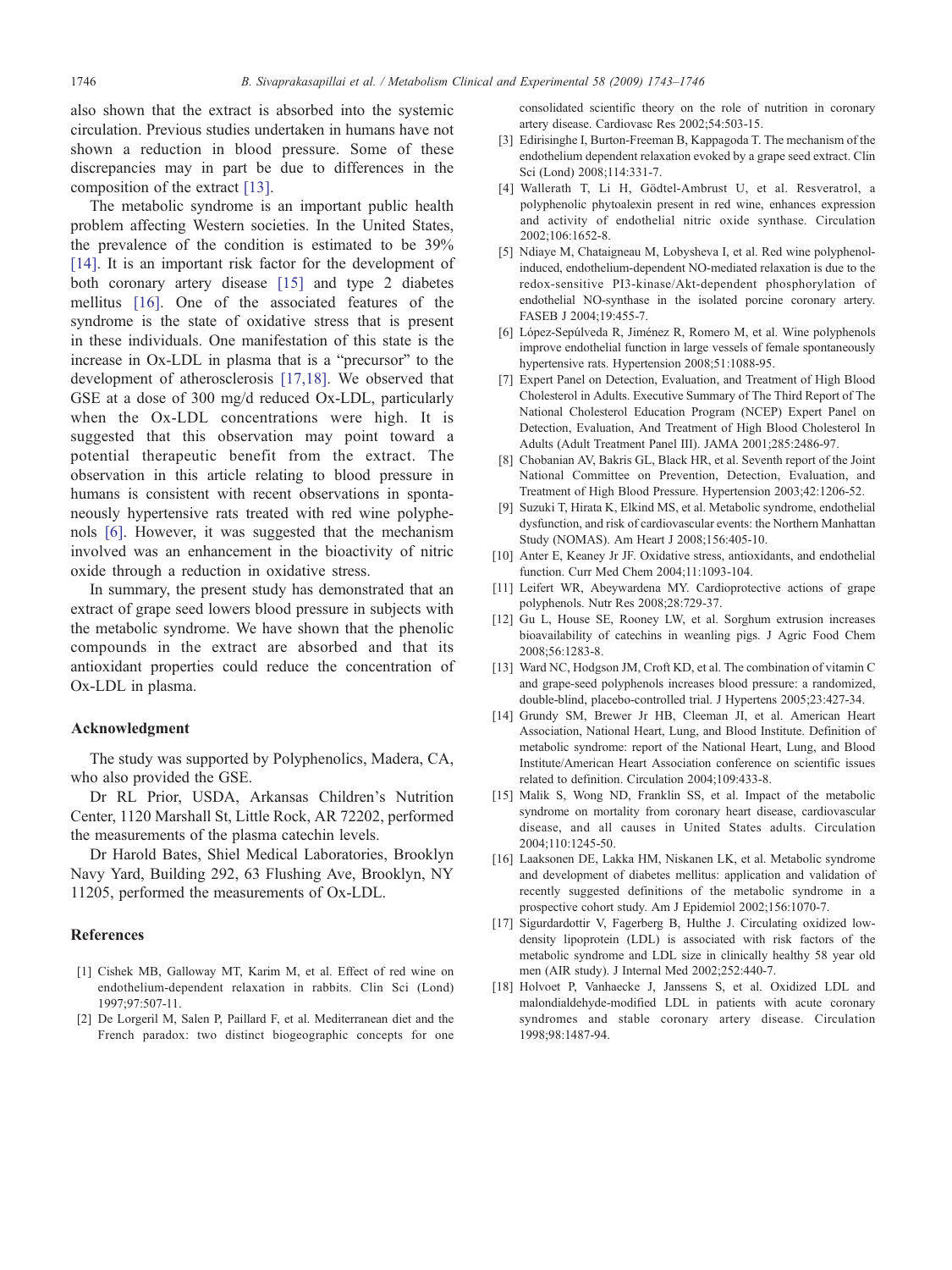also shown that the extract is absorbed into the systemic circulation. Previous studies undertaken in humans have not shown a reduction in blood pressure. Some of these discrepancies may in part be due to differences in the composition of the extract [13].

The metabolic syndrome is an important public health problem affecting Western societies. In the United States, the prevalence of the condition is estimated to be 39% [14]. It is an important risk factor for the development of both coronary artery disease [15] and type 2 diabetes mellitus [16]. One of the associated features of the syndrome is the state of oxidative stress that is present in these individuals. One manifestation of this state is the increase in Ox-LDL in plasma that is a "precursor" to the development of atherosclerosis [17,18]. We observed that GSE at a dose of 300 mg/d reduced Ox-LDL, particularly when the Ox-LDL concentrations were high. It is suggested that this observation may point toward a potential therapeutic benefit from the extract. The observation in this article relating to blood pressure in humans is consistent with recent observations in spontaneously hypertensive rats treated with red wine polyphenols [6]. However, it was suggested that the mechanism involved was an enhancement in the bioactivity of nitric oxide through a reduction in oxidative stress.

In summary, the present study has demonstrated that an extract of grape seed lowers blood pressure in subjects with the metabolic syndrome. We have shown that the phenolic compounds in the extract are absorbed and that its antioxidant properties could reduce the concentration of Ox-LDL in plasma.

## Acknowledgment

The study was supported by Polyphenolics, Madera, CA, who also provided the GSE.

Dr RL Prior, USDA, Arkansas Children's Nutrition Center, 1120 Marshall St, Little Rock, AR 72202, performed the measurements of the plasma catechin levels.

Dr Harold Bates, Shiel Medical Laboratories, Brooklyn Navy Yard, Building 292, 63 Flushing Ave, Brooklyn, NY 11205, performed the measurements of Ox-LDL.

## References

[1] Cishek MB, Galloway MT, Karim M, et al. Effect of red wine on endothelium-dependent relaxation in rabbits. Clin Sci (Lond) 1997;97:507-11.

[2] De Lorgeril M, Salen P, Paillard F, et al. Mediterranean diet and the French paradox: two distinct biogeographic concepts for one consolidated scientific theory on the role of nutrition in coronary artery disease. Cardiovasc Res 2002;54:503-15.

[3] Edirisinghe I, Burton-Freeman B, Kappagoda T. The mechanism of the endothelium dependent relaxation evoked by a grape seed extract. Clin Sci (Lond) 2008;114:331-7.

[4] Wallerath T, Li H, Gödtel-Ambrust U, et al. Resveratrol, a polyphenolic phytoalexin present in red wine, enhances expression and activity of endothelial nitric oxide synthase. Circulation 2002;106:1652-8.

[5] Ndiaye M, Chataigneau M, Lobysheva I, et al. Red wine polyphenol-induced, endothelium-dependent NO-mediated relaxation is due to the redox-sensitive PI3-kinase/Akt-dependent phosphorylation of endothelial NO-synthase in the isolated porcine coronary artery. FASEB J 2004;19:455-7.

[6] López-Sepúlveda R, Jiménez R, Romero M, et al. Wine polyphenols improve endothelial function in large vessels of female spontaneously hypertensive rats. Hypertension 2008;51:1088-95.

[7] Expert Panel on Detection, Evaluation, and Treatment of High Blood Cholesterol in Adults. Executive Summary of The Third Report of The National Cholesterol Education Program (NCEP) Expert Panel on Detection, Evaluation, And Treatment of High Blood Cholesterol In Adults (Adult Treatment Panel III). JAMA 2001;285:2486-97.

[8] Chobanian AV, Bakris GL, Black HR, et al. Seventh report of the Joint National Committee on Prevention, Detection, Evaluation, and Treatment of High Blood Pressure. Hypertension 2003;42:1206-52.

[9] Suzuki T, Hirata K, Elkind MS, et al. Metabolic syndrome, endothelial dysfunction, and risk of cardiovascular events: the Northern Manhattan Study (NOMAS). Am Heart J 2008;156:405-10.

[10] Anter E, Keaney Jr JF. Oxidative stress, antioxidants, and endothelial function. Curr Med Chem 2004;11:1093-104.

[11] Leifert WR, Abeywardena MY. Cardioprotective actions of grape polyphenols. Nutr Res 2008;28:729-37.

[12] Gu L, House SE, Rooney LW, et al. Sorghum extrusion increases bioavailability of catechins in weanling pigs. J Agric Food Chem 2008;56:1283-8.

[13] Ward NC, Hodgson JM, Croft KD, et al. The combination of vitamin C and grape-seed polyphenols increases blood pressure: a randomized, double-blind, placebo-controlled trial. J Hypertens 2005;23:427-34.

[14] Grundy SM, Brewer Jr HB, Cleeman JI, et al. American Heart Association, National Heart, Lung, and Blood Institute. Definition of metabolic syndrome: report of the National Heart, Lung, and Blood Institute/American Heart Association conference on scientific issues related to definition. Circulation 2004;109:433-8.

[15] Malik S, Wong ND, Franklin SS, et al. Impact of the metabolic syndrome on mortality from coronary heart disease, cardiovascular disease, and all causes in United States adults. Circulation 2004;110:1245-50.

[16] Laaksonen DE, Lakka HM, Niskanen LK, et al. Metabolic syndrome and development of diabetes mellitus: application and validation of recently suggested definitions of the metabolic syndrome in a prospective cohort study. Am J Epidemiol 2002;156:1070-7.

[17] Sigurdardottir V, Fagerberg B, Hulthe J. Circulating oxidized low-density lipoprotein (LDL) is associated with risk factors of the metabolic syndrome and LDL size in clinically healthy 58 year old men (AIR study). J Internal Med 2002;252:440-7.

[18] Holvoet P, Vanhaecke J, Janssens S, et al. Oxidized LDL and malondialdehyde-modified LDL in patients with acute coronary syndromes and stable coronary artery disease. Circulation 1998;98:1487-94.